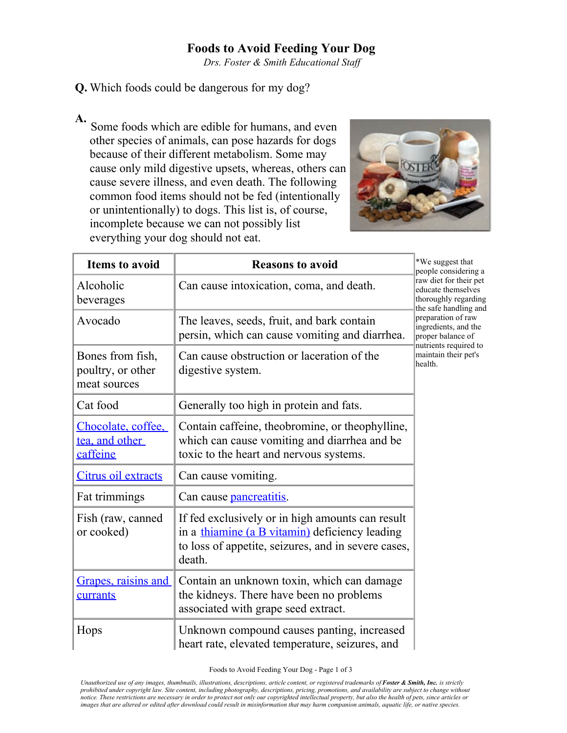# Foods to Avoid Feeding Your Dog

*Drs. Foster & Smith Educational Staff*

**Q.** Which foods could be dangerous for my dog?

**A.** Some foods which are edible for humans, and even other species of animals, can pose hazards for dogs because of their different metabolism. Some may cause only mild digestive upsets, whereas, others can cause severe illness, and even death. The following common food items should not be fed (intentionally or unintentionally) to dogs. This list is, of course, incomplete because we can not possibly list everything your dog should not eat.

| Items to avoid | Reasons to avoid |
| --- | --- |
| Alcoholic beverages | Can cause intoxication, coma, and death. |
| Avocado | The leaves, seeds, fruit, and bark contain persin, which can cause vomiting and diarrhea. |
| Bones from fish, poultry, or other meat sources | Can cause obstruction or laceration of the digestive system. |
| Cat food | Generally too high in protein and fats. |
| Chocolate, coffee, tea, and other caffeine | Contain caffeine, theobromine, or theophylline, which can cause vomiting and diarrhea and be toxic to the heart and nervous systems. |
| Citrus oil extracts | Can cause vomiting. |
| Fat trimmings | Can cause pancreatitis. |
| Fish (raw, canned or cooked) | If fed exclusively or in high amounts can result in a thiamine (a B vitamin) deficiency leading to loss of appetite, seizures, and in severe cases, death. |
| Grapes, raisins and currants | Contain an unknown toxin, which can damage the kidneys. There have been no problems associated with grape seed extract. |
| Hops | Unknown compound causes panting, increased heart rate, elevated temperature, seizures, and |

*We suggest that people considering a raw diet for their pet educate themselves thoroughly regarding the safe handling and preparation of raw ingredients, and the proper balance of nutrients required to maintain their pet's health.

*Unauthorized use of any images, thumbnails, illustrations, descriptions, article content, or registered trademarks of **Foster & Smith, Inc.** is strictly prohibited under copyright law. Site content, including photography, descriptions, pricing, promotions, and availability are subject to change without notice. These restrictions are necessary in order to protect not only our copyrighted intellectual property, but also the health of pets, since articles or images that are altered or edited after download could result in misinformation that may harm companion animals, aquatic life, or native species.*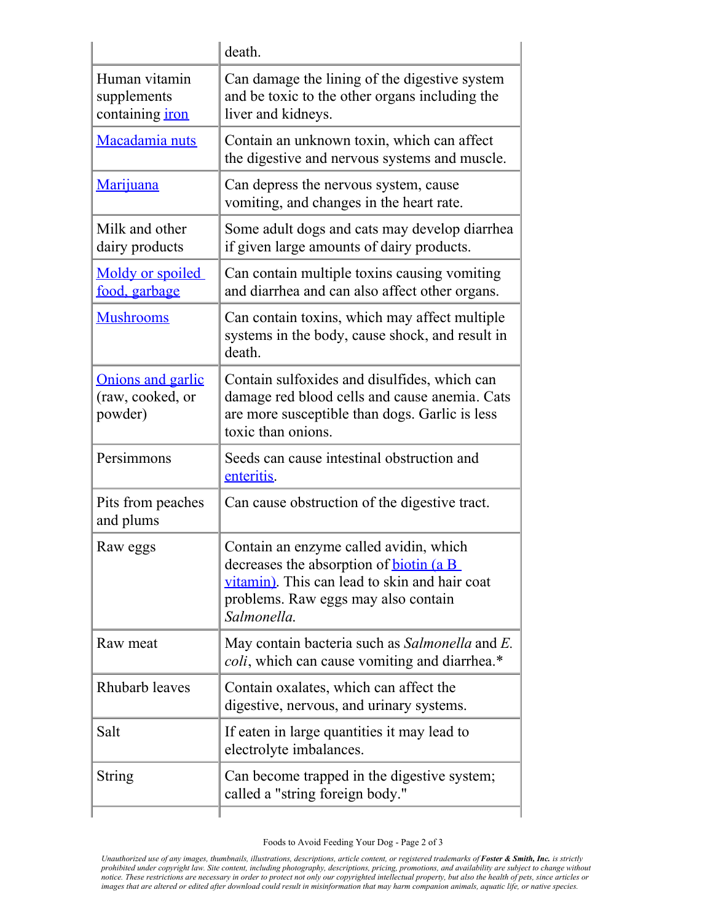| | |
|---|---|
| | death. |
| Human vitamin supplements containing [iron]() | Can damage the lining of the digestive system and be toxic to the other organs including the liver and kidneys. |
| [Macadamia nuts]() | Contain an unknown toxin, which can affect the digestive and nervous systems and muscle. |
| [Marijuana]() | Can depress the nervous system, cause vomiting, and changes in the heart rate. |
| Milk and other dairy products | Some adult dogs and cats may develop diarrhea if given large amounts of dairy products. |
| [Moldy or spoiled food, garbage]() | Can contain multiple toxins causing vomiting and diarrhea and can also affect other organs. |
| [Mushrooms]() | Can contain toxins, which may affect multiple systems in the body, cause shock, and result in death. |
| [Onions and garlic]() (raw, cooked, or powder) | Contain sulfoxides and disulfides, which can damage red blood cells and cause anemia. Cats are more susceptible than dogs. Garlic is less toxic than onions. |
| Persimmons | Seeds can cause intestinal obstruction and [enteritis](). |
| Pits from peaches and plums | Can cause obstruction of the digestive tract. |
| Raw eggs | Contain an enzyme called avidin, which decreases the absorption of [biotin (a B vitamin)](). This can lead to skin and hair coat problems. Raw eggs may also contain *Salmonella.* |
| Raw meat | May contain bacteria such as *Salmonella* and *E. coli*, which can cause vomiting and diarrhea.* |
| Rhubarb leaves | Contain oxalates, which can affect the digestive, nervous, and urinary systems. |
| Salt | If eaten in large quantities it may lead to electrolyte imbalances. |
| String | Can become trapped in the digestive system; called a "string foreign body." |

*Unauthorized use of any images, thumbnails, illustrations, descriptions, article content, or registered trademarks of **Foster & Smith, Inc.** is strictly prohibited under copyright law. Site content, including photography, descriptions, pricing, promotions, and availability are subject to change without notice. These restrictions are necessary in order to protect not only our copyrighted intellectual property, but also the health of pets, since articles or images that are altered or edited after download could result in misinformation that may harm companion animals, aquatic life, or native species.*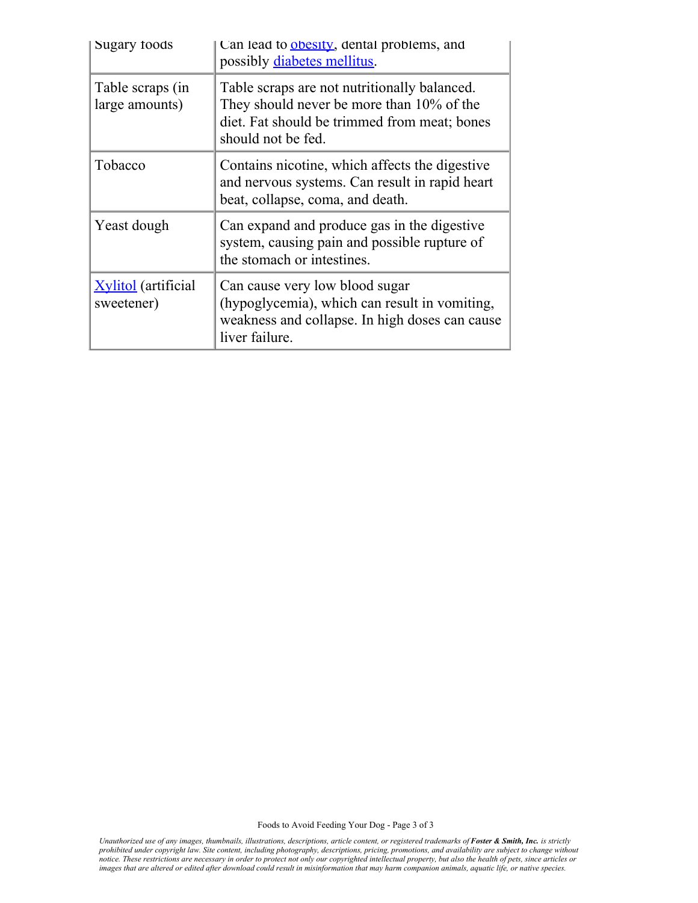| | |
|---|---|
| Sugary foods | Can lead to obesity, dental problems, and possibly diabetes mellitus. |
| Table scraps (in large amounts) | Table scraps are not nutritionally balanced. They should never be more than 10% of the diet. Fat should be trimmed from meat; bones should not be fed. |
| Tobacco | Contains nicotine, which affects the digestive and nervous systems. Can result in rapid heart beat, collapse, coma, and death. |
| Yeast dough | Can expand and produce gas in the digestive system, causing pain and possible rupture of the stomach or intestines. |
| Xylitol (artificial sweetener) | Can cause very low blood sugar (hypoglycemia), which can result in vomiting, weakness and collapse. In high doses can cause liver failure. |

*Unauthorized use of any images, thumbnails, illustrations, descriptions, article content, or registered trademarks of **Foster & Smith, Inc.** is strictly prohibited under copyright law. Site content, including photography, descriptions, pricing, promotions, and availability are subject to change without notice. These restrictions are necessary in order to protect not only our copyrighted intellectual property, but also the health of pets, since articles or images that are altered or edited after download could result in misinformation that may harm companion animals, aquatic life, or native species.*